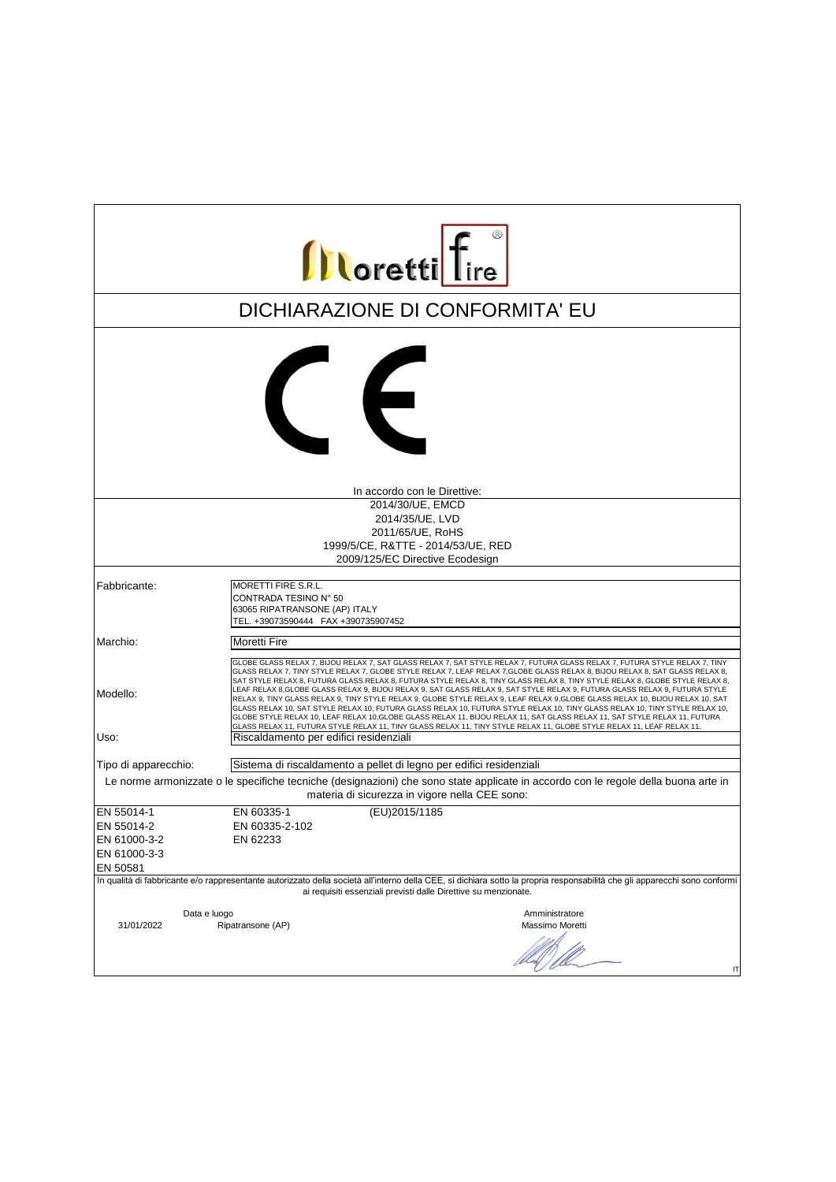# DICHIARAZIONE DI CONFORMITA' EU

In accordo con le Direttive:

2014/30/UE, EMCD
2014/35/UE, LVD
2011/65/UE, RoHS
1999/5/CE, R&TTE - 2014/53/UE, RED
2009/125/EC Directive Ecodesign

| | |
|---|---|
| Fabbricante: | MORETTI FIRE S.R.L.<br>CONTRADA TESINO N° 50<br>63065 RIPATRANSONE (AP) ITALY<br>TEL. +39073590444 FAX +390735907452 |
| Marchio: | Moretti Fire |
| Modello: | GLOBE GLASS RELAX 7, BIJOU RELAX 7, SAT GLASS RELAX 7, SAT STYLE RELAX 7, FUTURA GLASS RELAX 7, FUTURA STYLE RELAX 7, TINY GLASS RELAX 7, TINY STYLE RELAX 7, GLOBE STYLE RELAX 7, LEAF RELAX 7,GLOBE GLASS RELAX 8, BIJOU RELAX 8, SAT GLASS RELAX 8, SAT STYLE RELAX 8, FUTURA GLASS RELAX 8, FUTURA STYLE RELAX 8, TINY GLASS RELAX 8, TINY STYLE RELAX 8, GLOBE STYLE RELAX 8, LEAF RELAX 8,GLOBE GLASS RELAX 9, BIJOU RELAX 9, SAT GLASS RELAX 9, SAT STYLE RELAX 9, FUTURA GLASS RELAX 9, FUTURA STYLE RELAX 9, TINY GLASS RELAX 9, TINY STYLE RELAX 9, GLOBE STYLE RELAX 9, LEAF RELAX 9,GLOBE GLASS RELAX 10, BIJOU RELAX 10, SAT GLASS RELAX 10, SAT STYLE RELAX 10, FUTURA GLASS RELAX 10, FUTURA STYLE RELAX 10, TINY GLASS RELAX 10, TINY STYLE RELAX 10, GLOBE STYLE RELAX 10, LEAF RELAX 10,GLOBE GLASS RELAX 11, BIJOU RELAX 11, SAT GLASS RELAX 11, SAT STYLE RELAX 11, FUTURA GLASS RELAX 11, FUTURA STYLE RELAX 11, TINY GLASS RELAX 11, TINY STYLE RELAX 11, GLOBE STYLE RELAX 11, LEAF RELAX 11. |
| Uso: | Riscaldamento per edifici residenziali |
| Tipo di apparecchio: | Sistema di riscaldamento a pellet di legno per edifici residenziali |

Le norme armonizzate o le specifiche tecniche (designazioni) che sono state applicate in accordo con le regole della buona arte in materia di sicurezza in vigore nella CEE sono:

| | | |
|---|---|---|
| EN 55014-1 | EN 60335-1 | (EU)2015/1185 |
| EN 55014-2 | EN 60335-2-102 | |
| EN 61000-3-2 | EN 62233 | |
| EN 61000-3-3 | | |
| EN 50581 | | |

In qualità di fabbricante e/o rappresentante autorizzato della società all'interno della CEE, si dichiara sotto la propria responsabilità che gli apparecchi sono conformi ai requisiti essenziali previsti dalle Direttive su menzionate.

Data e luogo
31/01/2022 Ripatransone (AP)

Amministratore
Massimo Moretti

IT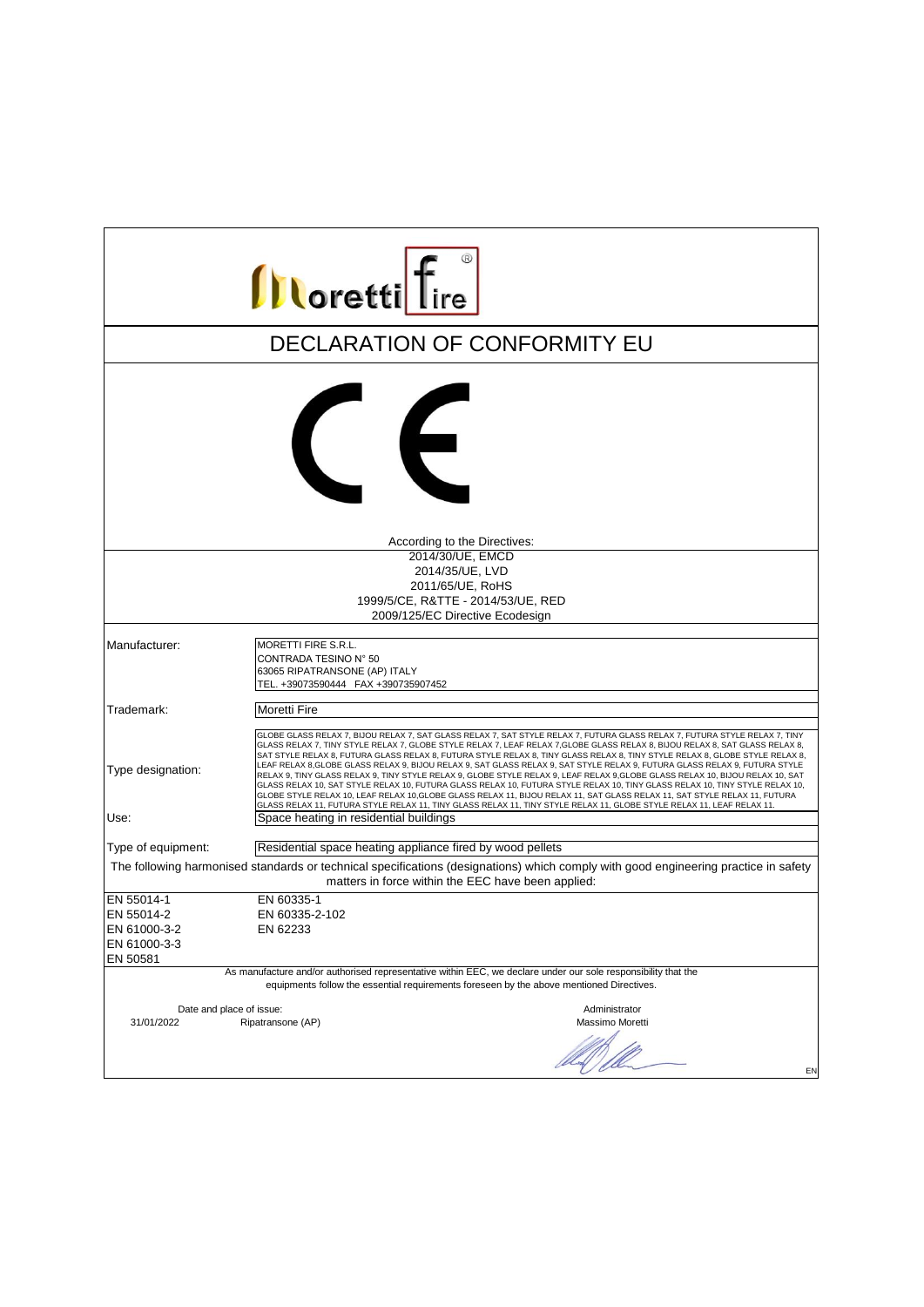# DECLARATION OF CONFORMITY EU

According to the Directives:

2014/30/UE, EMCD
2014/35/UE, LVD
2011/65/UE, RoHS
1999/5/CE, R&TTE - 2014/53/UE, RED
2009/125/EC Directive Ecodesign

| | |
|---|---|
| Manufacturer: | MORETTI FIRE S.R.L.<br>CONTRADA TESINO N° 50<br>63065 RIPATRANSONE (AP) ITALY<br>TEL. +39073590444 FAX +390735907452 |
| Trademark: | Moretti Fire |
| Type designation: | GLOBE GLASS RELAX 7, BIJOU RELAX 7, SAT GLASS RELAX 7, SAT STYLE RELAX 7, FUTURA GLASS RELAX 7, FUTURA STYLE RELAX 7, TINY GLASS RELAX 7, TINY STYLE RELAX 7, GLOBE STYLE RELAX 7, LEAF RELAX 7,GLOBE GLASS RELAX 8, BIJOU RELAX 8, SAT GLASS RELAX 8, SAT STYLE RELAX 8, FUTURA GLASS RELAX 8, FUTURA STYLE RELAX 8, TINY GLASS RELAX 8, TINY STYLE RELAX 8, GLOBE STYLE RELAX 8, LEAF RELAX 8,GLOBE GLASS RELAX 9, BIJOU RELAX 9, SAT GLASS RELAX 9, SAT STYLE RELAX 9, FUTURA GLASS RELAX 9, FUTURA STYLE RELAX 9, TINY GLASS RELAX 9, TINY STYLE RELAX 9, GLOBE STYLE RELAX 9, LEAF RELAX 9,GLOBE GLASS RELAX 10, BIJOU RELAX 10, SAT GLASS RELAX 10, SAT STYLE RELAX 10, FUTURA GLASS RELAX 10, FUTURA STYLE RELAX 10, TINY GLASS RELAX 10, TINY STYLE RELAX 10, GLOBE STYLE RELAX 10, LEAF RELAX 10,GLOBE GLASS RELAX 11, BIJOU RELAX 11, SAT GLASS RELAX 11, SAT STYLE RELAX 11, FUTURA GLASS RELAX 11, FUTURA STYLE RELAX 11, TINY GLASS RELAX 11, TINY STYLE RELAX 11, GLOBE STYLE RELAX 11, LEAF RELAX 11. |
| Use: | Space heating in residential buildings |
| Type of equipment: | Residential space heating appliance fired by wood pellets |

The following harmonised standards or technical specifications (designations) which comply with good engineering practice in safety matters in force within the EEC have been applied:

| | |
|---|---|
| EN 55014-1 | EN 60335-1 |
| EN 55014-2 | EN 60335-2-102 |
| EN 61000-3-2 | EN 62233 |
| EN 61000-3-3 | |
| EN 50581 | |

As manufacture and/or authorised representative within EEC, we declare under our sole responsibility that the equipments follow the essential requirements foreseen by the above mentioned Directives.

Date and place of issue:
31/01/2022 Ripatransone (AP)

Administrator
Massimo Moretti

EN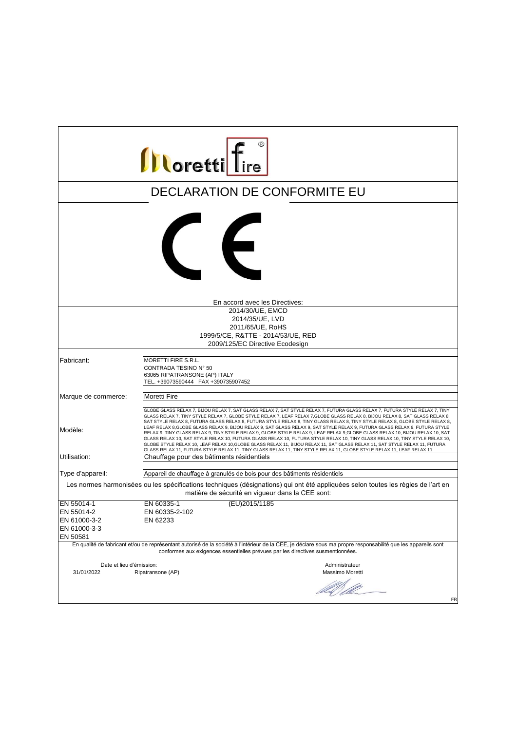Moretti fire®

# DECLARATION DE CONFORMITE EU

CE

En accord avec les Directives:

2014/30/UE, EMCD
2014/35/UE, LVD
2011/65/UE, RoHS
1999/5/CE, R&TTE - 2014/53/UE, RED
2009/125/EC Directive Ecodesign

| | |
|---|---|
| Fabricant: | MORETTI FIRE S.R.L.<br>CONTRADA TESINO N° 50<br>63065 RIPATRANSONE (AP) ITALY<br>TEL. +39073590444 FAX +390735907452 |
| Marque de commerce: | Moretti Fire |
| Modèle: | GLOBE GLASS RELAX 7, BIJOU RELAX 7, SAT GLASS RELAX 7, SAT STYLE RELAX 7, FUTURA GLASS RELAX 7, FUTURA STYLE RELAX 7, TINY GLASS RELAX 7, TINY STYLE RELAX 7, GLOBE STYLE RELAX 7, LEAF RELAX 7,GLOBE GLASS RELAX 8, BIJOU RELAX 8, SAT GLASS RELAX 8, SAT STYLE RELAX 8, FUTURA GLASS RELAX 8, FUTURA STYLE RELAX 8, TINY GLASS RELAX 8, TINY STYLE RELAX 8, GLOBE STYLE RELAX 8, LEAF RELAX 8,GLOBE GLASS RELAX 9, BIJOU RELAX 9, SAT GLASS RELAX 9, SAT STYLE RELAX 9, FUTURA GLASS RELAX 9, FUTURA STYLE RELAX 9, TINY GLASS RELAX 9, TINY STYLE RELAX 9, GLOBE STYLE RELAX 9, LEAF RELAX 9,GLOBE GLASS RELAX 10, BIJOU RELAX 10, SAT GLASS RELAX 10, SAT STYLE RELAX 10, FUTURA GLASS RELAX 10, FUTURA STYLE RELAX 10, TINY GLASS RELAX 10, TINY STYLE RELAX 10, GLOBE STYLE RELAX 10, LEAF RELAX 10,GLOBE GLASS RELAX 11, BIJOU RELAX 11, SAT GLASS RELAX 11, SAT STYLE RELAX 11, FUTURA GLASS RELAX 11, FUTURA STYLE RELAX 11, TINY GLASS RELAX 11, TINY STYLE RELAX 11, GLOBE STYLE RELAX 11, LEAF RELAX 11. |
| Utilisation: | Chauffage pour des bâtiments résidentiels |
| Type d'appareil: | Appareil de chauffage à granulés de bois pour des bâtiments résidentiels |

Les normes harmonisées ou les spécifications techniques (désignations) qui ont été appliquées selon toutes les règles de l'art en matière de sécurité en vigueur dans la CEE sont:

| | | |
|---|---|---|
| EN 55014-1 | EN 60335-1 | (EU)2015/1185 |
| EN 55014-2 | EN 60335-2-102 | |
| EN 61000-3-2 | EN 62233 | |
| EN 61000-3-3 | | |
| EN 50581 | | |

En qualité de fabricant et/ou de représentant autorisé de la société à l'intérieur de la CEE, je déclare sous ma propre responsabilité que les appareils sont conformes aux exigences essentielles prévues par les directives susmentionnées.

Date et lieu d'émission:
31/01/2022 Ripatransone (AP)

Administrateur
Massimo Moretti

FR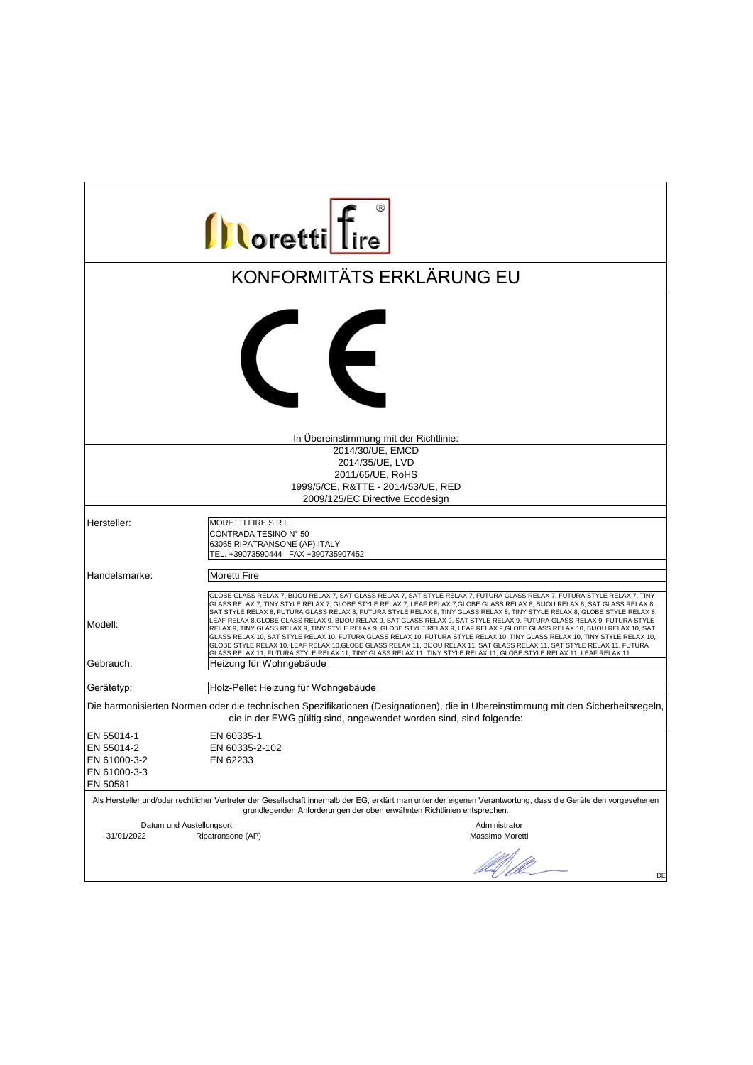Moretti fire ®

# KONFORMITÄTS ERKLÄRUNG EU

CE

In Übereinstimmung mit der Richtlinie:

2014/30/UE, EMCD
2014/35/UE, LVD
2011/65/UE, RoHS
1999/5/CE, R&TTE - 2014/53/UE, RED
2009/125/EC Directive Ecodesign

| | |
|---|---|
| Hersteller: | MORETTI FIRE S.R.L.<br>CONTRADA TESINO N° 50<br>63065 RIPATRANSONE (AP) ITALY<br>TEL. +39073590444 FAX +390735907452 |
| Handelsmarke: | Moretti Fire |
| Modell: | GLOBE GLASS RELAX 7, BIJOU RELAX 7, SAT GLASS RELAX 7, SAT STYLE RELAX 7, FUTURA GLASS RELAX 7, FUTURA STYLE RELAX 7, TINY GLASS RELAX 7, TINY STYLE RELAX 7, GLOBE STYLE RELAX 7, LEAF RELAX 7,GLOBE GLASS RELAX 8, BIJOU RELAX 8, SAT GLASS RELAX 8, SAT STYLE RELAX 8, FUTURA GLASS RELAX 8, FUTURA STYLE RELAX 8, TINY GLASS RELAX 8, TINY STYLE RELAX 8, GLOBE STYLE RELAX 8, LEAF RELAX 8,GLOBE GLASS RELAX 9, BIJOU RELAX 9, SAT GLASS RELAX 9, SAT STYLE RELAX 9, FUTURA GLASS RELAX 9, FUTURA STYLE RELAX 9, TINY GLASS RELAX 9, TINY STYLE RELAX 9, GLOBE STYLE RELAX 9, LEAF RELAX 9,GLOBE GLASS RELAX 10, BIJOU RELAX 10, SAT GLASS RELAX 10, SAT STYLE RELAX 10, FUTURA GLASS RELAX 10, FUTURA STYLE RELAX 10, TINY GLASS RELAX 10, TINY STYLE RELAX 10, GLOBE STYLE RELAX 10, LEAF RELAX 10,GLOBE GLASS RELAX 11, BIJOU RELAX 11, SAT GLASS RELAX 11, SAT STYLE RELAX 11, FUTURA GLASS RELAX 11, FUTURA STYLE RELAX 11, TINY GLASS RELAX 11, TINY STYLE RELAX 11, GLOBE STYLE RELAX 11, LEAF RELAX 11. |
| Gebrauch: | Heizung für Wohngebäude |
| Gerätetyp: | Holz-Pellet Heizung für Wohngebäude |

Die harmonisierten Normen oder die technischen Spezifikationen (Designationen), die in Ubereinstimmung mit den Sicherheitsregeln, die in der EWG gültig sind, angewendet worden sind, sind folgende:

| | |
|---|---|
| EN 55014-1 | EN 60335-1 |
| EN 55014-2 | EN 60335-2-102 |
| EN 61000-3-2 | EN 62233 |
| EN 61000-3-3 | |
| EN 50581 | |

Als Hersteller und/oder rechtlicher Vertreter der Gesellschaft innerhalb der EG, erklärt man unter der eigenen Verantwortung, dass die Geräte den vorgesehenen grundlegenden Anforderungen der oben erwähnten Richtlinien entsprechen.

Datum und Austellungsort:
31/01/2022 Ripatransone (AP)

Administrator
Massimo Moretti

DE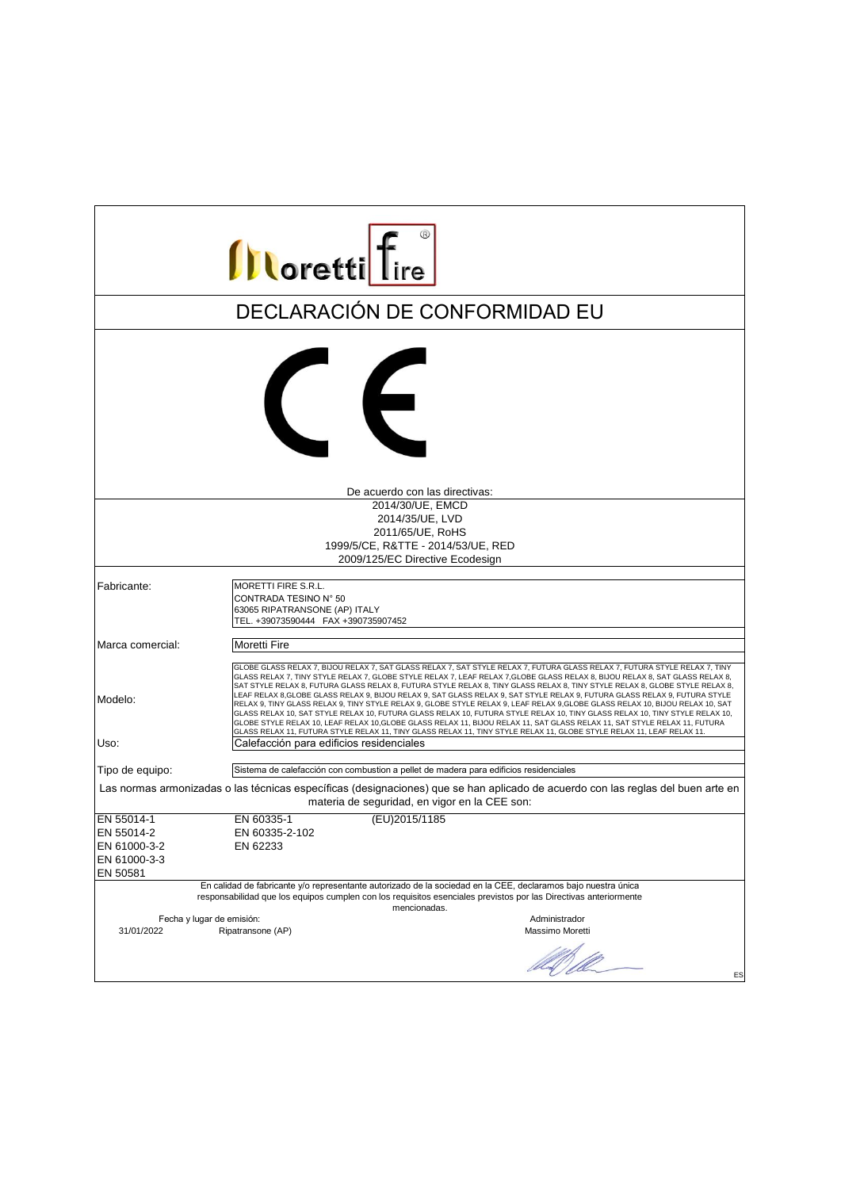# DECLARACIÓN DE CONFORMIDAD EU

De acuerdo con las directivas:

2014/30/UE, EMCD
2014/35/UE, LVD
2011/65/UE, RoHS
1999/5/CE, R&TTE - 2014/53/UE, RED
2009/125/EC Directive Ecodesign

| | |
|---|---|
| Fabricante: | MORETTI FIRE S.R.L.<br>CONTRADA TESINO N° 50<br>63065 RIPATRANSONE (AP) ITALY<br>TEL. +39073590444 FAX +390735907452 |
| Marca comercial: | Moretti Fire |
| Modelo: | GLOBE GLASS RELAX 7, BIJOU RELAX 7, SAT GLASS RELAX 7, SAT STYLE RELAX 7, FUTURA GLASS RELAX 7, FUTURA STYLE RELAX 7, TINY GLASS RELAX 7, TINY STYLE RELAX 7, GLOBE STYLE RELAX 7, LEAF RELAX 7,GLOBE GLASS RELAX 8, BIJOU RELAX 8, SAT GLASS RELAX 8, SAT STYLE RELAX 8, FUTURA GLASS RELAX 8, FUTURA STYLE RELAX 8, TINY GLASS RELAX 8, TINY STYLE RELAX 8, GLOBE STYLE RELAX 8, LEAF RELAX 8,GLOBE GLASS RELAX 9, BIJOU RELAX 9, SAT GLASS RELAX 9, SAT STYLE RELAX 9, FUTURA GLASS RELAX 9, FUTURA STYLE RELAX 9, TINY GLASS RELAX 9, TINY STYLE RELAX 9, GLOBE STYLE RELAX 9, LEAF RELAX 9,GLOBE GLASS RELAX 10, BIJOU RELAX 10, SAT GLASS RELAX 10, SAT STYLE RELAX 10, FUTURA GLASS RELAX 10, FUTURA STYLE RELAX 10, TINY GLASS RELAX 10, TINY STYLE RELAX 10, GLOBE STYLE RELAX 10, LEAF RELAX 10,GLOBE GLASS RELAX 11, BIJOU RELAX 11, SAT GLASS RELAX 11, SAT STYLE RELAX 11, FUTURA GLASS RELAX 11, FUTURA STYLE RELAX 11, TINY GLASS RELAX 11, TINY STYLE RELAX 11, GLOBE STYLE RELAX 11, LEAF RELAX 11. |
| Uso: | Calefacción para edificios residenciales |
| Tipo de equipo: | Sistema de calefacción con combustion a pellet de madera para edificios residenciales |

Las normas armonizadas o las técnicas específicas (designaciones) que se han aplicado de acuerdo con las reglas del buen arte en materia de seguridad, en vigor en la CEE son:

| | | |
|---|---|---|
| EN 55014-1 | EN 60335-1 | (EU)2015/1185 |
| EN 55014-2 | EN 60335-2-102 | |
| EN 61000-3-2 | EN 62233 | |
| EN 61000-3-3 | | |
| EN 50581 | | |

En calidad de fabricante y/o representante autorizado de la sociedad en la CEE, declaramos bajo nuestra única responsabilidad que los equipos cumplen con los requisitos esenciales previstos por las Directivas anteriormente mencionadas.

Fecha y lugar de emisión:
31/01/2022 Ripatransone (AP)

Administrador
Massimo Moretti

ES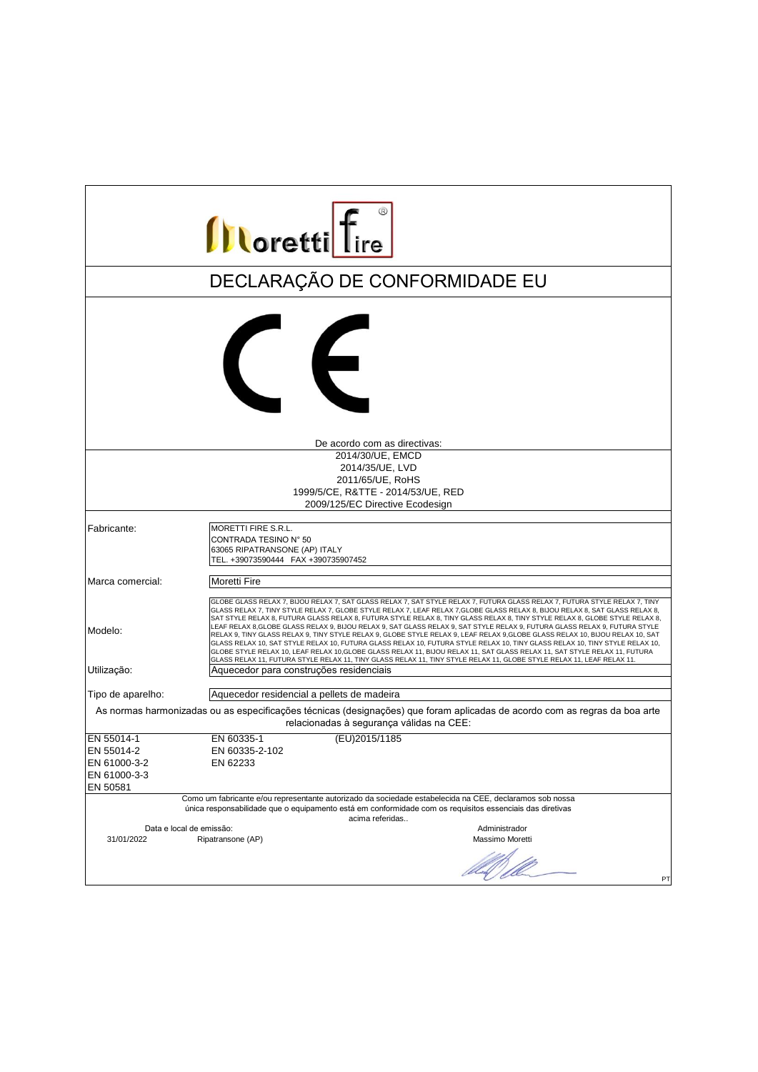# DECLARAÇÃO DE CONFORMIDADE EU

CE

De acordo com as directivas:

2014/30/UE, EMCD
2014/35/UE, LVD
2011/65/UE, RoHS
1999/5/CE, R&TTE - 2014/53/UE, RED
2009/125/EC Directive Ecodesign

| | |
|---|---|
| Fabricante: | MORETTI FIRE S.R.L.<br>CONTRADA TESINO N° 50<br>63065 RIPATRANSONE (AP) ITALY<br>TEL. +39073590444 FAX +390735907452 |
| Marca comercial: | Moretti Fire |
| Modelo: | GLOBE GLASS RELAX 7, BIJOU RELAX 7, SAT GLASS RELAX 7, SAT STYLE RELAX 7, FUTURA GLASS RELAX 7, FUTURA STYLE RELAX 7, TINY GLASS RELAX 7, TINY STYLE RELAX 7, GLOBE STYLE RELAX 7, LEAF RELAX 7,GLOBE GLASS RELAX 8, BIJOU RELAX 8, SAT GLASS RELAX 8, SAT STYLE RELAX 8, FUTURA GLASS RELAX 8, FUTURA STYLE RELAX 8, TINY GLASS RELAX 8, TINY STYLE RELAX 8, GLOBE STYLE RELAX 8, LEAF RELAX 8,GLOBE GLASS RELAX 9, BIJOU RELAX 9, SAT GLASS RELAX 9, SAT STYLE RELAX 9, FUTURA GLASS RELAX 9, FUTURA STYLE RELAX 9, TINY GLASS RELAX 9, TINY STYLE RELAX 9, GLOBE STYLE RELAX 9, LEAF RELAX 9,GLOBE GLASS RELAX 10, BIJOU RELAX 10, SAT GLASS RELAX 10, SAT STYLE RELAX 10, FUTURA GLASS RELAX 10, FUTURA STYLE RELAX 10, TINY GLASS RELAX 10, TINY STYLE RELAX 10, GLOBE STYLE RELAX 10, LEAF RELAX 10,GLOBE GLASS RELAX 11, BIJOU RELAX 11, SAT GLASS RELAX 11, SAT STYLE RELAX 11, FUTURA GLASS RELAX 11, FUTURA STYLE RELAX 11, TINY GLASS RELAX 11, TINY STYLE RELAX 11, GLOBE STYLE RELAX 11, LEAF RELAX 11. |
| Utilização: | Aquecedor para construções residenciais |
| Tipo de aparelho: | Aquecedor residencial a pellets de madeira |

As normas harmonizadas ou as especificações técnicas (designações) que foram aplicadas de acordo com as regras da boa arte relacionadas à segurança válidas na CEE:

| | | |
|---|---|---|
| EN 55014-1 | EN 60335-1 | (EU)2015/1185 |
| EN 55014-2 | EN 60335-2-102 | |
| EN 61000-3-2 | EN 62233 | |
| EN 61000-3-3 | | |
| EN 50581 | | |

Como um fabricante e/ou representante autorizado da sociedade estabelecida na CEE, declaramos sob nossa única responsabilidade que o equipamento está em conformidade com os requisitos essenciais das diretivas acima referidas..

Data e local de emissão:
31/01/2022 Ripatransone (AP)

Administrador
Massimo Moretti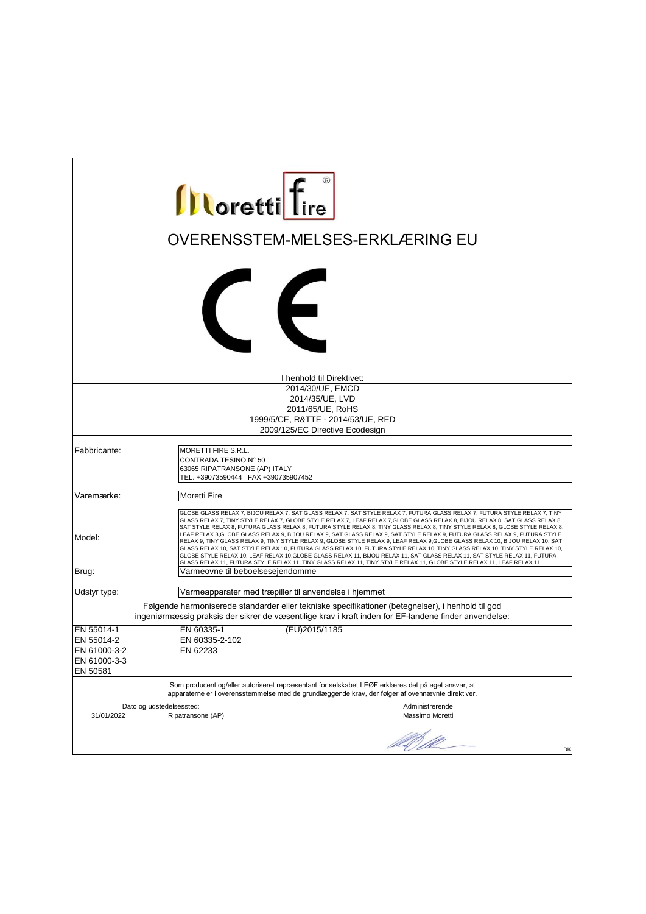# OVERENSSTEM-MELSES-ERKLÆRING EU

CE

I henhold til Direktivet:

2014/30/UE, EMCD
2014/35/UE, LVD
2011/65/UE, RoHS
1999/5/CE, R&TTE - 2014/53/UE, RED
2009/125/EC Directive Ecodesign

| | |
|---|---|
| Fabbricante: | MORETTI FIRE S.R.L.<br>CONTRADA TESINO N° 50<br>63065 RIPATRANSONE (AP) ITALY<br>TEL. +39073590444 FAX +390735907452 |
| Varemærke: | Moretti Fire |
| Model: | GLOBE GLASS RELAX 7, BIJOU RELAX 7, SAT GLASS RELAX 7, SAT STYLE RELAX 7, FUTURA GLASS RELAX 7, FUTURA STYLE RELAX 7, TINY GLASS RELAX 7, TINY STYLE RELAX 7, GLOBE STYLE RELAX 7, LEAF RELAX 7,GLOBE GLASS RELAX 8, BIJOU RELAX 8, SAT GLASS RELAX 8, SAT STYLE RELAX 8, FUTURA GLASS RELAX 8, FUTURA STYLE RELAX 8, TINY GLASS RELAX 8, TINY STYLE RELAX 8, GLOBE STYLE RELAX 8, LEAF RELAX 8,GLOBE GLASS RELAX 9, BIJOU RELAX 9, SAT GLASS RELAX 9, SAT STYLE RELAX 9, FUTURA GLASS RELAX 9, FUTURA STYLE RELAX 9, TINY GLASS RELAX 9, TINY STYLE RELAX 9, GLOBE STYLE RELAX 9, LEAF RELAX 9,GLOBE GLASS RELAX 10, BIJOU RELAX 10, SAT GLASS RELAX 10, SAT STYLE RELAX 10, FUTURA GLASS RELAX 10, FUTURA STYLE RELAX 10, TINY GLASS RELAX 10, TINY STYLE RELAX 10, GLOBE STYLE RELAX 10, LEAF RELAX 10,GLOBE GLASS RELAX 11, BIJOU RELAX 11, SAT GLASS RELAX 11, SAT STYLE RELAX 11, FUTURA GLASS RELAX 11, FUTURA STYLE RELAX 11, TINY GLASS RELAX 11, TINY STYLE RELAX 11, GLOBE STYLE RELAX 11, LEAF RELAX 11. |
| Brug: | Varmeovne til beboelsesejendomme |
| Udstyr type: | Varmeapparater med træpiller til anvendelse i hjemmet |

Følgende harmoniserede standarder eller tekniske specifikationer (betegnelser), i henhold til god ingeniørmæssig praksis der sikrer de væsentilige krav i kraft inden for EF-landene finder anvendelse:

| | | |
|---|---|---|
| EN 55014-1 | EN 60335-1 | (EU)2015/1185 |
| EN 55014-2 | EN 60335-2-102 | |
| EN 61000-3-2 | EN 62233 | |
| EN 61000-3-3 | | |
| EN 50581 | | |

Som producent og/eller autoriseret repræsentant for selskabet I EØF erklæres det på eget ansvar, at apparaterne er i overensstemmelse med de grundlæggende krav, der følger af ovennævnte direktiver.

Dato og udstedelsessted:
31/01/2022 Ripatransone (AP)

Administrerende
Massimo Moretti

DK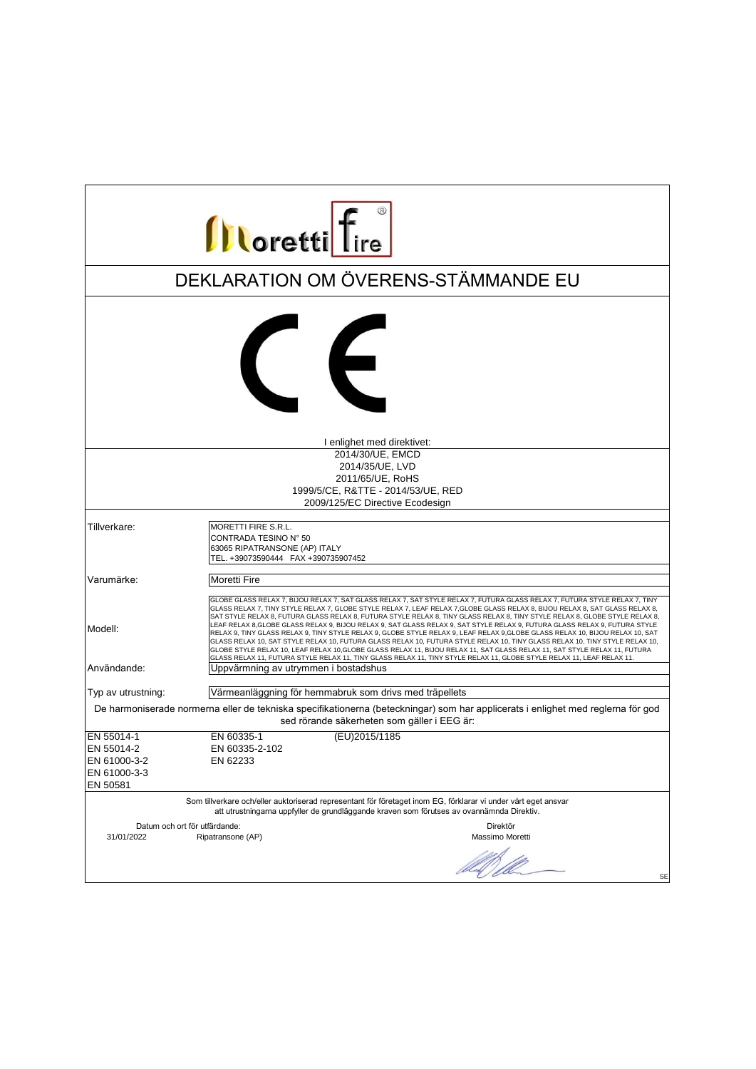# DEKLARATION OM ÖVERENS-STÄMMANDE EU

I enlighet med direktivet:

2014/30/UE, EMCD
2014/35/UE, LVD
2011/65/UE, RoHS
1999/5/CE, R&TTE - 2014/53/UE, RED
2009/125/EC Directive Ecodesign

| | |
|---|---|
| Tillverkare: | MORETTI FIRE S.R.L.<br>CONTRADA TESINO N° 50<br>63065 RIPATRANSONE (AP) ITALY<br>TEL. +39073590444 FAX +390735907452 |
| Varumärke: | Moretti Fire |
| Modell: | GLOBE GLASS RELAX 7, BIJOU RELAX 7, SAT GLASS RELAX 7, SAT STYLE RELAX 7, FUTURA GLASS RELAX 7, FUTURA STYLE RELAX 7, TINY GLASS RELAX 7, TINY STYLE RELAX 7, GLOBE STYLE RELAX 7, LEAF RELAX 7,GLOBE GLASS RELAX 8, BIJOU RELAX 8, SAT GLASS RELAX 8, SAT STYLE RELAX 8, FUTURA GLASS RELAX 8, FUTURA STYLE RELAX 8, TINY GLASS RELAX 8, TINY STYLE RELAX 8, GLOBE STYLE RELAX 8, LEAF RELAX 8,GLOBE GLASS RELAX 9, BIJOU RELAX 9, SAT GLASS RELAX 9, SAT STYLE RELAX 9, FUTURA GLASS RELAX 9, FUTURA STYLE RELAX 9, TINY GLASS RELAX 9, TINY STYLE RELAX 9, GLOBE STYLE RELAX 9, LEAF RELAX 9,GLOBE GLASS RELAX 10, BIJOU RELAX 10, SAT GLASS RELAX 10, SAT STYLE RELAX 10, FUTURA GLASS RELAX 10, FUTURA STYLE RELAX 10, TINY GLASS RELAX 10, TINY STYLE RELAX 10, GLOBE STYLE RELAX 10, LEAF RELAX 10,GLOBE GLASS RELAX 11, BIJOU RELAX 11, SAT GLASS RELAX 11, SAT STYLE RELAX 11, FUTURA GLASS RELAX 11, FUTURA STYLE RELAX 11, TINY GLASS RELAX 11, TINY STYLE RELAX 11, GLOBE STYLE RELAX 11, LEAF RELAX 11. |
| Användande: | Uppvärmning av utrymmen i bostadshus |
| Typ av utrustning: | Värmeanläggning för hemmabruk som drivs med träpellets |

De harmoniserade normerna eller de tekniska specifikationerna (beteckningar) som har applicerats i enlighet med reglerna för god sed rörande säkerheten som gäller i EEG är:

| | | |
|---|---|---|
| EN 55014-1 | EN 60335-1 | (EU)2015/1185 |
| EN 55014-2 | EN 60335-2-102 | |
| EN 61000-3-2 | EN 62233 | |
| EN 61000-3-3 | | |
| EN 50581 | | |

Som tillverkare och/eller auktoriserad representant för företaget inom EG, förklarar vi under vårt eget ansvar att utrustningarna uppfyller de grundläggande kraven som förutses av ovannämnda Direktiv.

Datum och ort för utfärdande:
31/01/2022 Ripatransone (AP)

Direktör
Massimo Moretti

SE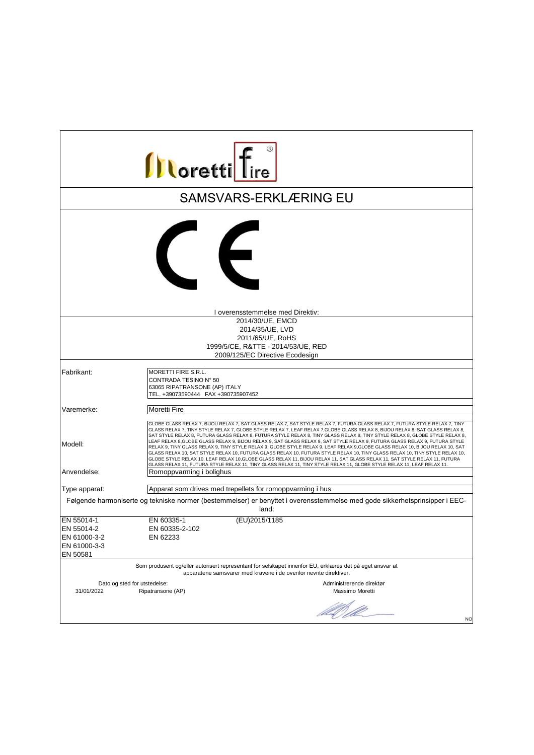# SAMSVARS-ERKLÆRING EU

I overensstemmelse med Direktiv:

2014/30/UE, EMCD
2014/35/UE, LVD
2011/65/UE, RoHS
1999/5/CE, R&TTE - 2014/53/UE, RED
2009/125/EC Directive Ecodesign

| | |
|---|---|
| Fabrikant: | MORETTI FIRE S.R.L.<br>CONTRADA TESINO N° 50<br>63065 RIPATRANSONE (AP) ITALY<br>TEL. +39073590444 FAX +390735907452 |
| Varemerke: | Moretti Fire |
| Modell: | GLOBE GLASS RELAX 7, BIJOU RELAX 7, SAT GLASS RELAX 7, SAT STYLE RELAX 7, FUTURA GLASS RELAX 7, FUTURA STYLE RELAX 7, TINY GLASS RELAX 7, TINY STYLE RELAX 7, GLOBE STYLE RELAX 7, LEAF RELAX 7,GLOBE GLASS RELAX 8, BIJOU RELAX 8, SAT GLASS RELAX 8, SAT STYLE RELAX 8, FUTURA GLASS RELAX 8, FUTURA STYLE RELAX 8, TINY GLASS RELAX 8, TINY STYLE RELAX 8, GLOBE STYLE RELAX 8, LEAF RELAX 8,GLOBE GLASS RELAX 9, BIJOU RELAX 9, SAT GLASS RELAX 9, SAT STYLE RELAX 9, FUTURA GLASS RELAX 9, FUTURA STYLE RELAX 9, TINY GLASS RELAX 9, TINY STYLE RELAX 9, GLOBE STYLE RELAX 9, LEAF RELAX 9,GLOBE GLASS RELAX 10, BIJOU RELAX 10, SAT GLASS RELAX 10, SAT STYLE RELAX 10, FUTURA GLASS RELAX 10, FUTURA STYLE RELAX 10, TINY GLASS RELAX 10, TINY STYLE RELAX 10, GLOBE STYLE RELAX 10, LEAF RELAX 10,GLOBE GLASS RELAX 11, BIJOU RELAX 11, SAT GLASS RELAX 11, SAT STYLE RELAX 11, FUTURA GLASS RELAX 11, FUTURA STYLE RELAX 11, TINY GLASS RELAX 11, TINY STYLE RELAX 11, GLOBE STYLE RELAX 11, LEAF RELAX 11. |
| Anvendelse: | Romoppvarming i bolighus |
| Type apparat: | Apparat som drives med trepellets for romoppvarming i hus |

Følgende harmoniserte og tekniske normer (bestemmelser) er benyttet i overensstemmelse med gode sikkerhetsprinsipper i EEC-land:

| | | |
|---|---|---|
| EN 55014-1 | EN 60335-1 | (EU)2015/1185 |
| EN 55014-2 | EN 60335-2-102 | |
| EN 61000-3-2 | EN 62233 | |
| EN 61000-3-3 | | |
| EN 50581 | | |

Som produsent og/eller autorisert representant for selskapet innenfor EU, erklæres det på eget ansvar at apparatene samsvarer med kravene i de ovenfor nevnte direktiver.

Dato og sted for utstedelse:
31/01/2022 Ripatransone (AP)

Administrerende direktør
Massimo Moretti

NO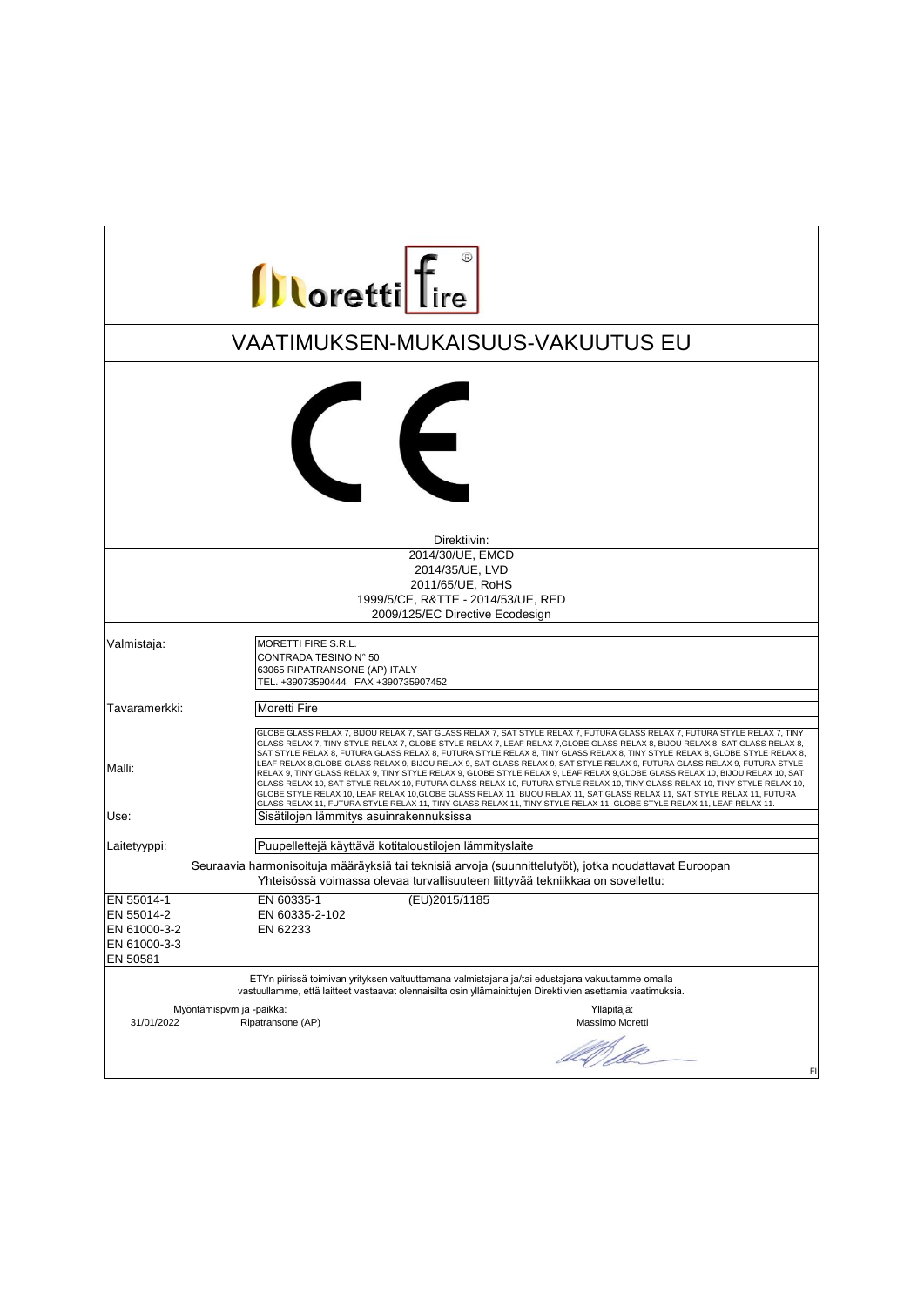# VAATIMUKSEN-MUKAISUUS-VAKUUTUS EU

Direktiivin:

2014/30/UE, EMCD
2014/35/UE, LVD
2011/65/UE, RoHS
1999/5/CE, R&TTE - 2014/53/UE, RED
2009/125/EC Directive Ecodesign

| | |
|---|---|
| Valmistaja: | MORETTI FIRE S.R.L.<br>CONTRADA TESINO N° 50<br>63065 RIPATRANSONE (AP) ITALY<br>TEL. +39073590444 FAX +390735907452 |
| Tavaramerkki: | Moretti Fire |
| Malli: | GLOBE GLASS RELAX 7, BIJOU RELAX 7, SAT GLASS RELAX 7, SAT STYLE RELAX 7, FUTURA GLASS RELAX 7, FUTURA STYLE RELAX 7, TINY GLASS RELAX 7, TINY STYLE RELAX 7, GLOBE STYLE RELAX 7, LEAF RELAX 7,GLOBE GLASS RELAX 8, BIJOU RELAX 8, SAT GLASS RELAX 8, SAT STYLE RELAX 8, FUTURA GLASS RELAX 8, FUTURA STYLE RELAX 8, TINY GLASS RELAX 8, TINY STYLE RELAX 8, GLOBE STYLE RELAX 8, LEAF RELAX 8,GLOBE GLASS RELAX 9, BIJOU RELAX 9, SAT GLASS RELAX 9, SAT STYLE RELAX 9, FUTURA GLASS RELAX 9, FUTURA STYLE RELAX 9, TINY GLASS RELAX 9, TINY STYLE RELAX 9, GLOBE STYLE RELAX 9, LEAF RELAX 9,GLOBE GLASS RELAX 10, BIJOU RELAX 10, SAT GLASS RELAX 10, SAT STYLE RELAX 10, FUTURA GLASS RELAX 10, FUTURA STYLE RELAX 10, TINY GLASS RELAX 10, TINY STYLE RELAX 10, GLOBE STYLE RELAX 10, LEAF RELAX 10,GLOBE GLASS RELAX 11, BIJOU RELAX 11, SAT GLASS RELAX 11, SAT STYLE RELAX 11, FUTURA GLASS RELAX 11, FUTURA STYLE RELAX 11, TINY GLASS RELAX 11, TINY STYLE RELAX 11, GLOBE STYLE RELAX 11, LEAF RELAX 11. |
| Use: | Sisätilojen lämmitys asuinrakennuksissa |
| Laitetyyppi: | Puupellettejä käyttävä kotitaloustilojen lämmityslaite |

Seuraavia harmonisoituja määräyksiä tai teknisiä arvoja (suunnittelutyöt), jotka noudattavat Euroopan Yhteisössä voimassa olevaa turvallisuuteen liittyvää tekniikkaa on sovellettu:

| | | |
|---|---|---|
| EN 55014-1 | EN 60335-1 | (EU)2015/1185 |
| EN 55014-2 | EN 60335-2-102 | |
| EN 61000-3-2 | EN 62233 | |
| EN 61000-3-3 | | |
| EN 50581 | | |

ETYn piirissä toimivan yrityksen valtuuttamana valmistajana ja/tai edustajana vakuutamme omalla vastuullamme, että laitteet vastaavat olennaisilta osin yllämainittujen Direktiivien asettamia vaatimuksia.

Myöntämispvm ja -paikka:
31/01/2022 Ripatransone (AP)

Ylläpitäjä:
Massimo Moretti

FI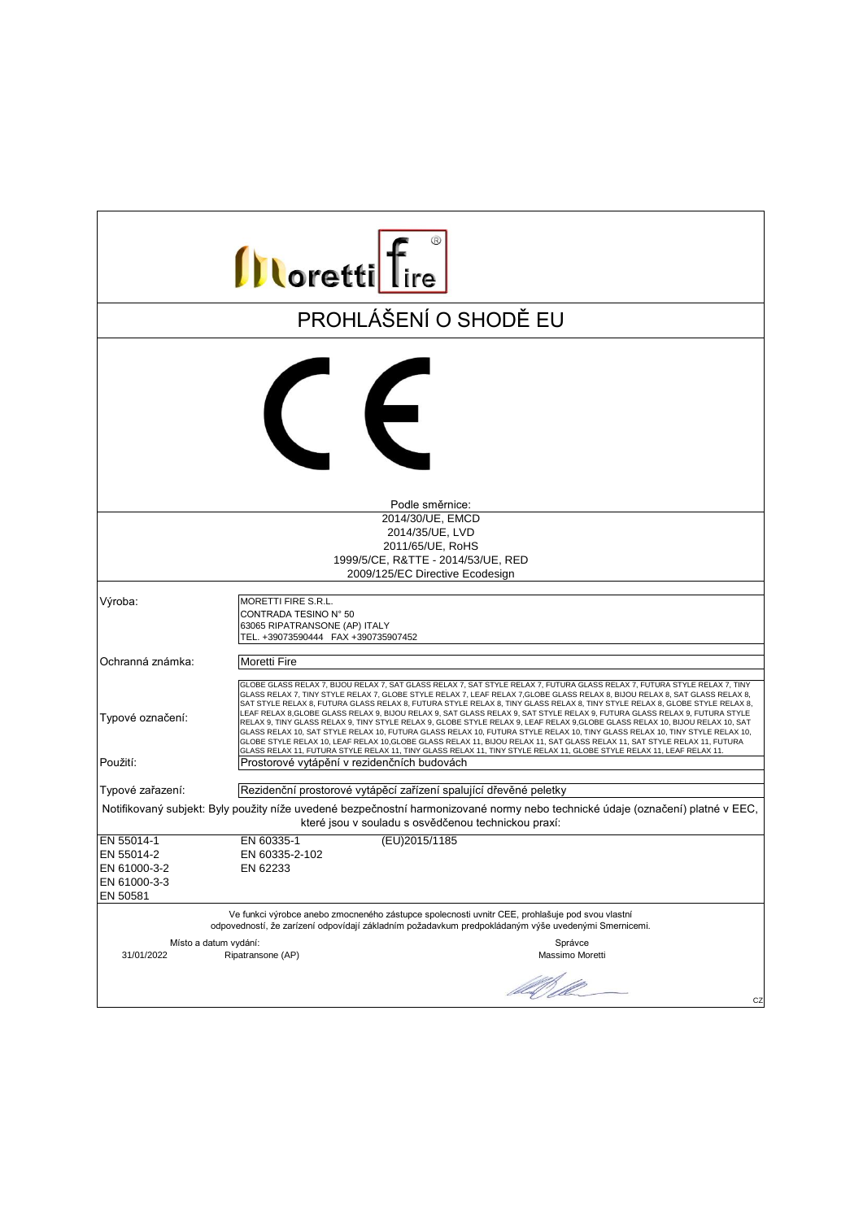Moretti fire®

# PROHLÁŠENÍ O SHODĚ EU

CE

Podle směrnice:

2014/30/UE, EMCD
2014/35/UE, LVD
2011/65/UE, RoHS
1999/5/CE, R&TTE - 2014/53/UE, RED
2009/125/EC Directive Ecodesign

| | |
|---|---|
| Výroba: | MORETTI FIRE S.R.L.<br>CONTRADA TESINO N° 50<br>63065 RIPATRANSONE (AP) ITALY<br>TEL. +39073590444 FAX +390735907452 |
| Ochranná známka: | Moretti Fire |
| Typové označení: | GLOBE GLASS RELAX 7, BIJOU RELAX 7, SAT GLASS RELAX 7, SAT STYLE RELAX 7, FUTURA GLASS RELAX 7, FUTURA STYLE RELAX 7, TINY GLASS RELAX 7, TINY STYLE RELAX 7, GLOBE STYLE RELAX 7, LEAF RELAX 7,GLOBE GLASS RELAX 8, BIJOU RELAX 8, SAT GLASS RELAX 8, SAT STYLE RELAX 8, FUTURA GLASS RELAX 8, FUTURA STYLE RELAX 8, TINY GLASS RELAX 8, TINY STYLE RELAX 8, GLOBE STYLE RELAX 8, LEAF RELAX 8,GLOBE GLASS RELAX 9, BIJOU RELAX 9, SAT GLASS RELAX 9, SAT STYLE RELAX 9, FUTURA GLASS RELAX 9, FUTURA STYLE RELAX 9, TINY GLASS RELAX 9, TINY STYLE RELAX 9, GLOBE STYLE RELAX 9, LEAF RELAX 9,GLOBE GLASS RELAX 10, BIJOU RELAX 10, SAT GLASS RELAX 10, SAT STYLE RELAX 10, FUTURA GLASS RELAX 10, FUTURA STYLE RELAX 10, TINY GLASS RELAX 10, TINY STYLE RELAX 10, GLOBE STYLE RELAX 10, LEAF RELAX 10,GLOBE GLASS RELAX 11, BIJOU RELAX 11, SAT GLASS RELAX 11, SAT STYLE RELAX 11, FUTURA GLASS RELAX 11, FUTURA STYLE RELAX 11, TINY GLASS RELAX 11, TINY STYLE RELAX 11, GLOBE STYLE RELAX 11, LEAF RELAX 11. |
| Použití: | Prostorové vytápění v rezidenčních budovách |
| Typové zařazení: | Rezidenční prostorové vytápěcí zařízení spalující dřevěné peletky |

Notifikovaný subjekt: Byly použity níže uvedené bezpečnostní harmonizované normy nebo technické údaje (označení) platné v EEC, které jsou v souladu s osvědčenou technickou praxí:

| | | |
|---|---|---|
| EN 55014-1 | EN 60335-1 | (EU)2015/1185 |
| EN 55014-2 | EN 60335-2-102 | |
| EN 61000-3-2 | EN 62233 | |
| EN 61000-3-3 | | |
| EN 50581 | | |

Ve funkci výrobce anebo zmocneného zástupce spolecnosti uvnitr CEE, prohlašuje pod svou vlastní odpovedností, že zarízení odpovídají základním požadavkum predpokládaným výše uvedenými Smernicemi.

Místo a datum vydání:
31/01/2022 Ripatransone (AP)

Správce
Massimo Moretti

CZ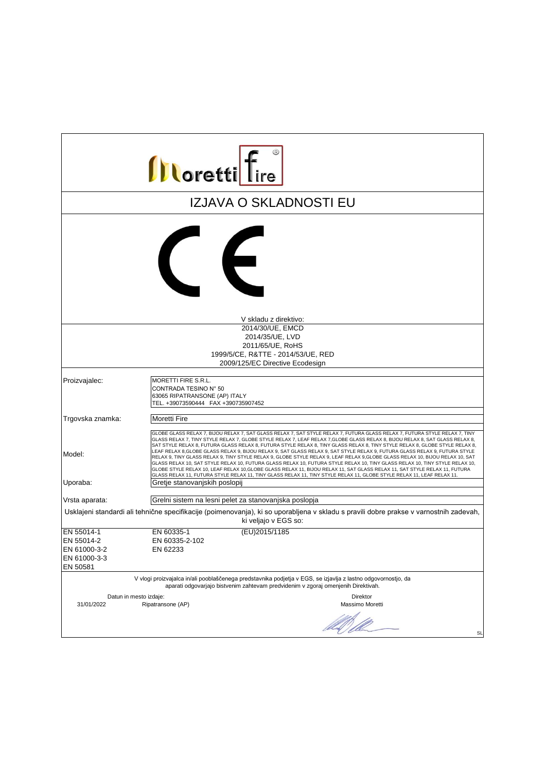Moretti fire®

# IZJAVA O SKLADNOSTI EU

CE

V skladu z direktivo:

2014/30/UE, EMCD
2014/35/UE, LVD
2011/65/UE, RoHS
1999/5/CE, R&TTE - 2014/53/UE, RED
2009/125/EC Directive Ecodesign

| | |
|---|---|
| Proizvajalec: | MORETTI FIRE S.R.L.<br>CONTRADA TESINO N° 50<br>63065 RIPATRANSONE (AP) ITALY<br>TEL. +39073590444 FAX +390735907452 |
| Trgovska znamka: | Moretti Fire |
| Model: | GLOBE GLASS RELAX 7, BIJOU RELAX 7, SAT GLASS RELAX 7, SAT STYLE RELAX 7, FUTURA GLASS RELAX 7, FUTURA STYLE RELAX 7, TINY GLASS RELAX 7, TINY STYLE RELAX 7, GLOBE STYLE RELAX 7, LEAF RELAX 7,GLOBE GLASS RELAX 8, BIJOU RELAX 8, SAT GLASS RELAX 8, SAT STYLE RELAX 8, FUTURA GLASS RELAX 8, FUTURA STYLE RELAX 8, TINY GLASS RELAX 8, TINY STYLE RELAX 8, GLOBE STYLE RELAX 8, LEAF RELAX 8,GLOBE GLASS RELAX 9, BIJOU RELAX 9, SAT GLASS RELAX 9, SAT STYLE RELAX 9, FUTURA GLASS RELAX 9, FUTURA STYLE RELAX 9, TINY GLASS RELAX 9, TINY STYLE RELAX 9, GLOBE STYLE RELAX 9, LEAF RELAX 9,GLOBE GLASS RELAX 10, BIJOU RELAX 10, SAT GLASS RELAX 10, SAT STYLE RELAX 10, FUTURA GLASS RELAX 10, FUTURA STYLE RELAX 10, TINY GLASS RELAX 10, TINY STYLE RELAX 10, GLOBE STYLE RELAX 10, LEAF RELAX 10,GLOBE GLASS RELAX 11, BIJOU RELAX 11, SAT GLASS RELAX 11, SAT STYLE RELAX 11, FUTURA GLASS RELAX 11, FUTURA STYLE RELAX 11, TINY GLASS RELAX 11, TINY STYLE RELAX 11, GLOBE STYLE RELAX 11, LEAF RELAX 11. |
| Uporaba: | Gretje stanovanjskih poslopij |
| Vrsta aparata: | Grelni sistem na lesni pelet za stanovanjska poslopja |

Usklajeni standardi ali tehnične specifikacije (poimenovanja), ki so uporabljena v skladu s pravili dobre prakse v varnostnih zadevah, ki veljajo v EGS so:

| | | |
|---|---|---|
| EN 55014-1 | EN 60335-1 | (EU)2015/1185 |
| EN 55014-2 | EN 60335-2-102 | |
| EN 61000-3-2 | EN 62233 | |
| EN 61000-3-3 | | |
| EN 50581 | | |

V vlogi proizvajalca in/ali pooblaščenega predstavnika podjetja v EGS, se izjavlja z lastno odgovornostjo, da aparati odgovarjajo bistvenim zahtevam predvidenim v zgoraj omenjenih Direktivah.

Datun in mesto izdaje:
31/01/2022 Ripatransone (AP)

Direktor
Massimo Moretti

SL